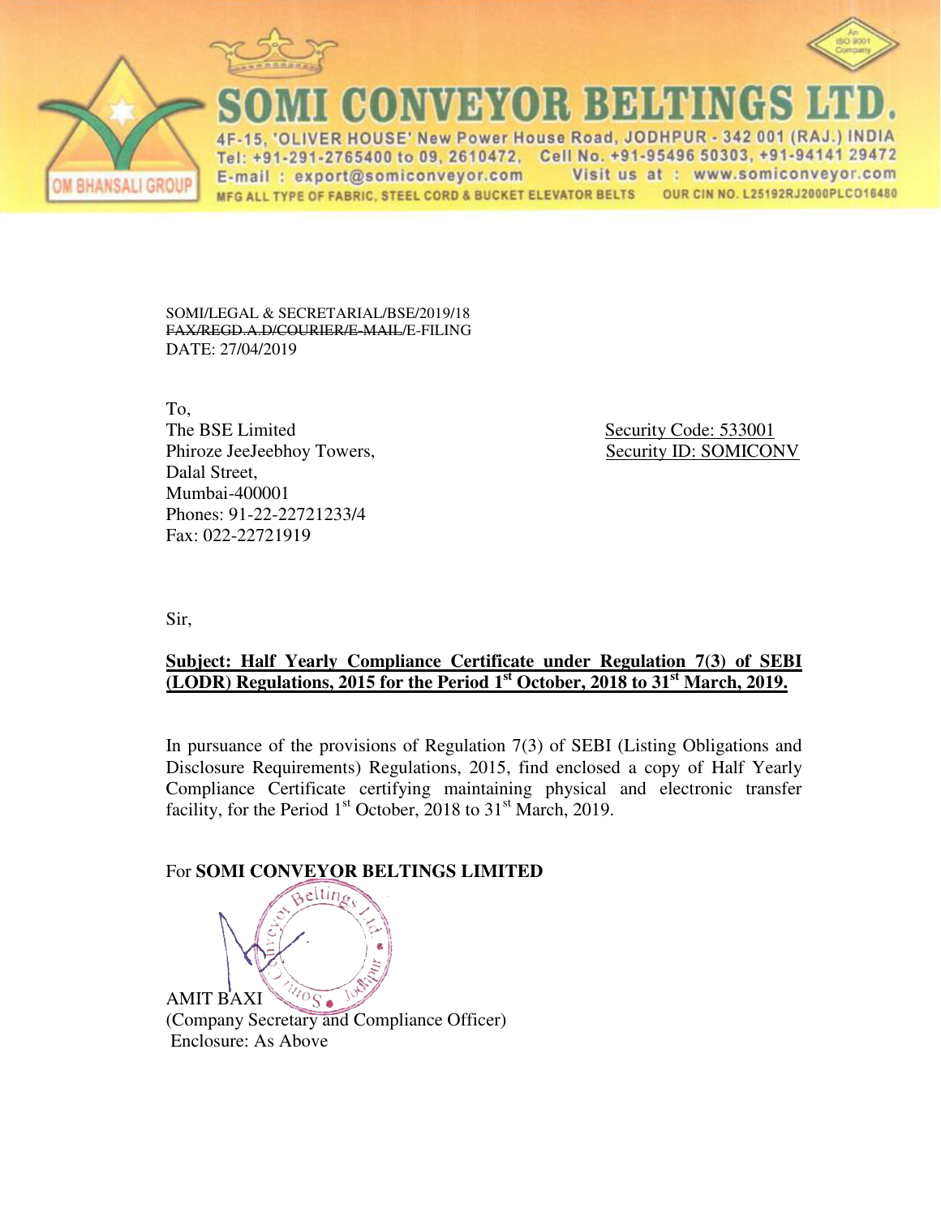# SOMI CONVEYOR BELTINGS LTD.

4F-15, 'OLIVER HOUSE' New Power House Road, JODHPUR - 342 001 (RAJ.) INDIA
Tel: +91-291-2765400 to 09, 2610472, Cell No. +91-95496 50303, +91-94141 29472
E-mail : export@somiconveyor.com Visit us at : www.somiconveyor.com
MFG ALL TYPE OF FABRIC, STEEL CORD & BUCKET ELEVATOR BELTS OUR CIN NO. L25192RJ2000PLC016480

OM BHANSALI GROUP

SOMI/LEGAL & SECRETARIAL/BSE/2019/18
~~FAX/REGD.A.D/COURIER/E-MAIL~~/E-FILING
DATE: 27/04/2019

To,
The BSE Limited
Phiroze JeeJeebhoy Towers,
Dalal Street,
Mumbai-400001
Phones: 91-22-22721233/4
Fax: 022-22721919

Security Code: 533001
Security ID: SOMICONV

Sir,

**Subject: Half Yearly Compliance Certificate under Regulation 7(3) of SEBI (LODR) Regulations, 2015 for the Period 1st October, 2018 to 31st March, 2019.**

In pursuance of the provisions of Regulation 7(3) of SEBI (Listing Obligations and Disclosure Requirements) Regulations, 2015, find enclosed a copy of Half Yearly Compliance Certificate certifying maintaining physical and electronic transfer facility, for the Period 1st October, 2018 to 31st March, 2019.

For **SOMI CONVEYOR BELTINGS LIMITED**

AMIT BAXI
(Company Secretary and Compliance Officer)
Enclosure: As Above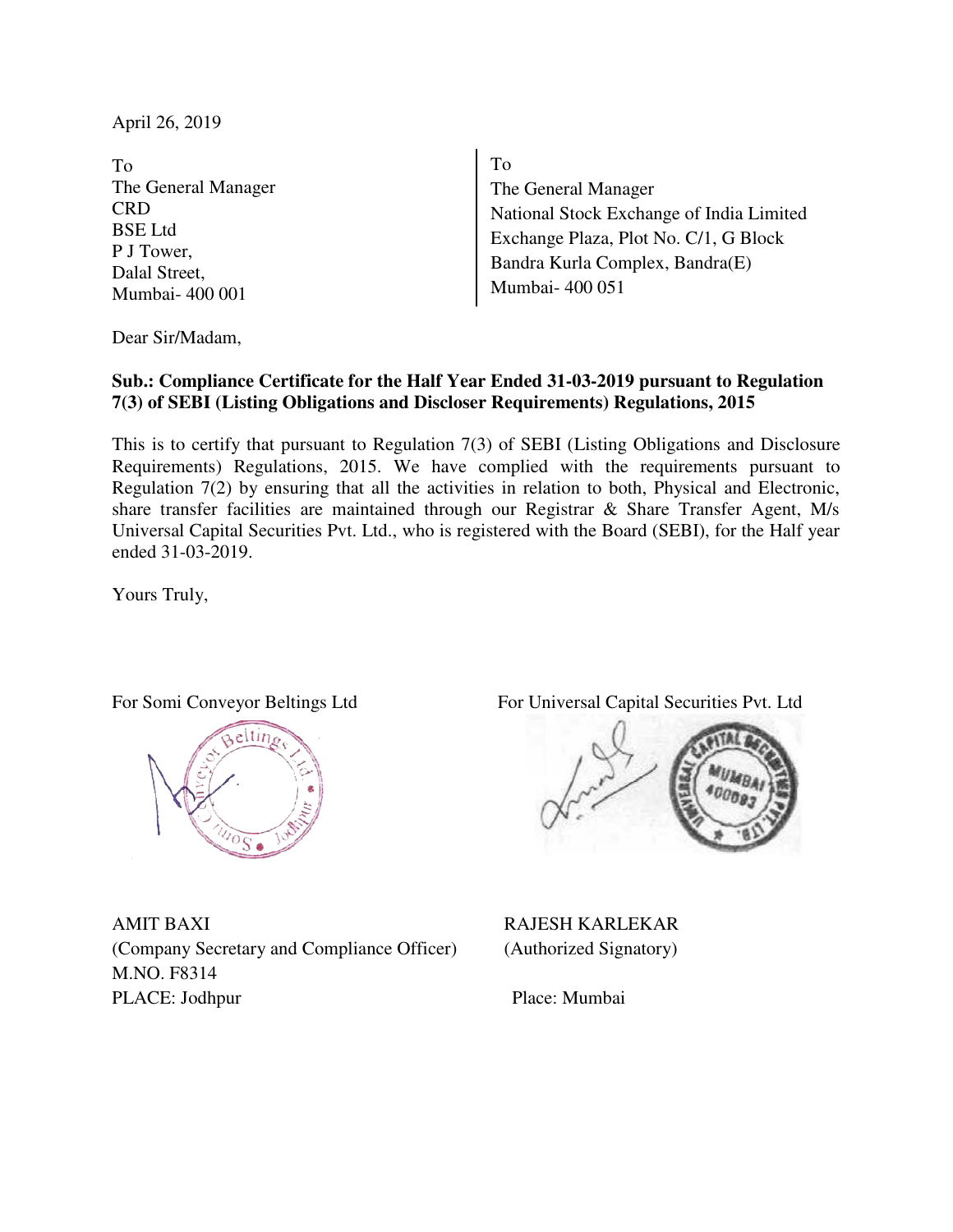April 26, 2019

To
The General Manager
CRD
BSE Ltd
P J Tower,
Dalal Street,
Mumbai- 400 001

To
The General Manager
National Stock Exchange of India Limited
Exchange Plaza, Plot No. C/1, G Block
Bandra Kurla Complex, Bandra(E)
Mumbai- 400 051

Dear Sir/Madam,

**Sub.: Compliance Certificate for the Half Year Ended 31-03-2019 pursuant to Regulation 7(3) of SEBI (Listing Obligations and Discloser Requirements) Regulations, 2015**

This is to certify that pursuant to Regulation 7(3) of SEBI (Listing Obligations and Disclosure Requirements) Regulations, 2015. We have complied with the requirements pursuant to Regulation 7(2) by ensuring that all the activities in relation to both, Physical and Electronic, share transfer facilities are maintained through our Registrar & Share Transfer Agent, M/s Universal Capital Securities Pvt. Ltd., who is registered with the Board (SEBI), for the Half year ended 31-03-2019.

Yours Truly,

For Somi Conveyor Beltings Ltd

AMIT BAXI
(Company Secretary and Compliance Officer)
M.NO. F8314
PLACE: Jodhpur

For Universal Capital Securities Pvt. Ltd

RAJESH KARLEKAR
(Authorized Signatory)
Place: Mumbai